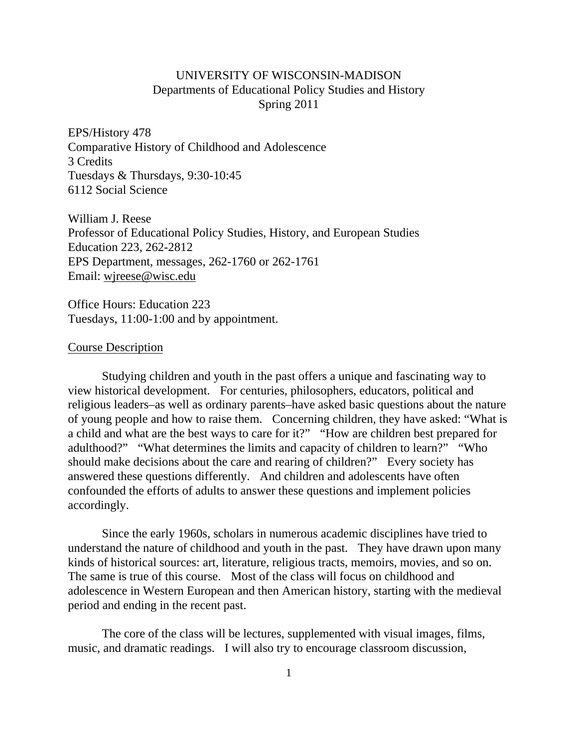UNIVERSITY OF WISCONSIN-MADISON
Departments of Educational Policy Studies and History
Spring 2011

EPS/History 478
Comparative History of Childhood and Adolescence
3 Credits
Tuesdays & Thursdays, 9:30-10:45
6112 Social Science

William J. Reese
Professor of Educational Policy Studies, History, and European Studies
Education 223, 262-2812
EPS Department, messages, 262-1760 or 262-1761
Email: wjreese@wisc.edu

Office Hours: Education 223
Tuesdays, 11:00-1:00 and by appointment.

## Course Description

Studying children and youth in the past offers a unique and fascinating way to view historical development. For centuries, philosophers, educators, political and religious leaders–as well as ordinary parents–have asked basic questions about the nature of young people and how to raise them. Concerning children, they have asked: "What is a child and what are the best ways to care for it?" "How are children best prepared for adulthood?" "What determines the limits and capacity of children to learn?" "Who should make decisions about the care and rearing of children?" Every society has answered these questions differently. And children and adolescents have often confounded the efforts of adults to answer these questions and implement policies accordingly.

Since the early 1960s, scholars in numerous academic disciplines have tried to understand the nature of childhood and youth in the past. They have drawn upon many kinds of historical sources: art, literature, religious tracts, memoirs, movies, and so on. The same is true of this course. Most of the class will focus on childhood and adolescence in Western European and then American history, starting with the medieval period and ending in the recent past.

The core of the class will be lectures, supplemented with visual images, films, music, and dramatic readings. I will also try to encourage classroom discussion,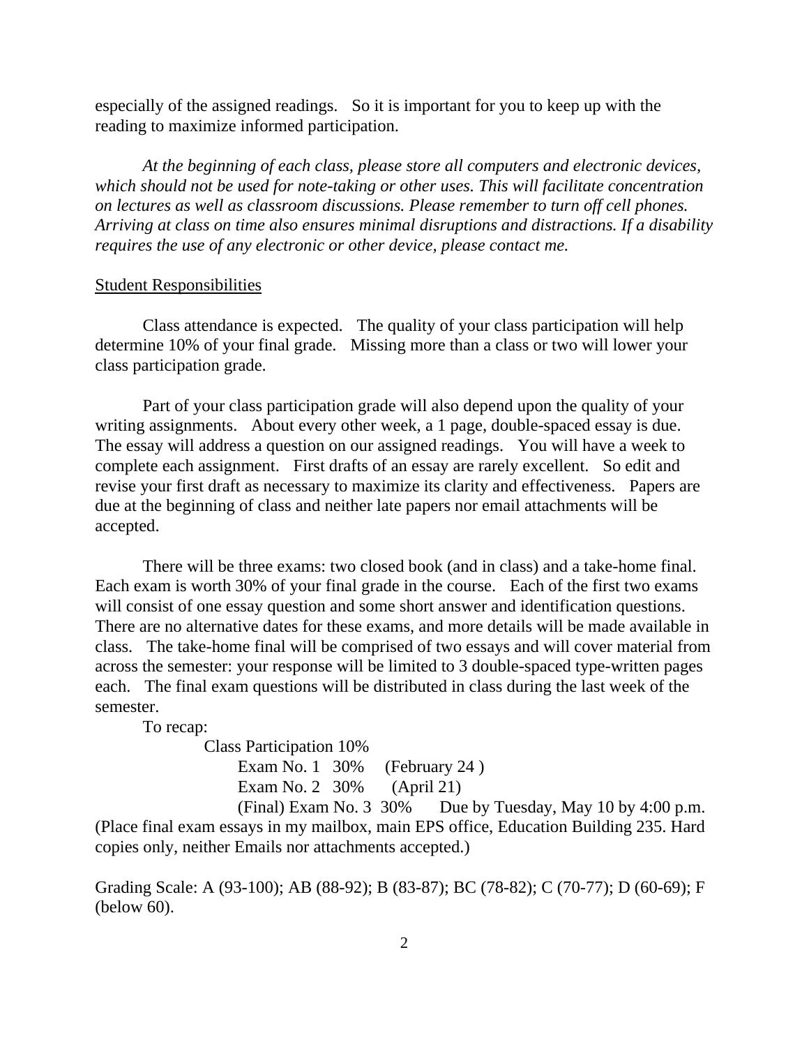especially of the assigned readings. So it is important for you to keep up with the reading to maximize informed participation.

*At the beginning of each class, please store all computers and electronic devices, which should not be used for note-taking or other uses. This will facilitate concentration on lectures as well as classroom discussions. Please remember to turn off cell phones. Arriving at class on time also ensures minimal disruptions and distractions. If a disability requires the use of any electronic or other device, please contact me.*

Student Responsibilities

Class attendance is expected. The quality of your class participation will help determine 10% of your final grade. Missing more than a class or two will lower your class participation grade.

Part of your class participation grade will also depend upon the quality of your writing assignments. About every other week, a 1 page, double-spaced essay is due. The essay will address a question on our assigned readings. You will have a week to complete each assignment. First drafts of an essay are rarely excellent. So edit and revise your first draft as necessary to maximize its clarity and effectiveness. Papers are due at the beginning of class and neither late papers nor email attachments will be accepted.

There will be three exams: two closed book (and in class) and a take-home final. Each exam is worth 30% of your final grade in the course. Each of the first two exams will consist of one essay question and some short answer and identification questions. There are no alternative dates for these exams, and more details will be made available in class. The take-home final will be comprised of two essays and will cover material from across the semester: your response will be limited to 3 double-spaced type-written pages each. The final exam questions will be distributed in class during the last week of the semester.

To recap:

Class Participation 10%
Exam No. 1 30% (February 24 )
Exam No. 2 30% (April 21)
(Final) Exam No. 3 30% Due by Tuesday, May 10 by 4:00 p.m.

(Place final exam essays in my mailbox, main EPS office, Education Building 235. Hard copies only, neither Emails nor attachments accepted.)

Grading Scale: A (93-100); AB (88-92); B (83-87); BC (78-82); C (70-77); D (60-69); F (below 60).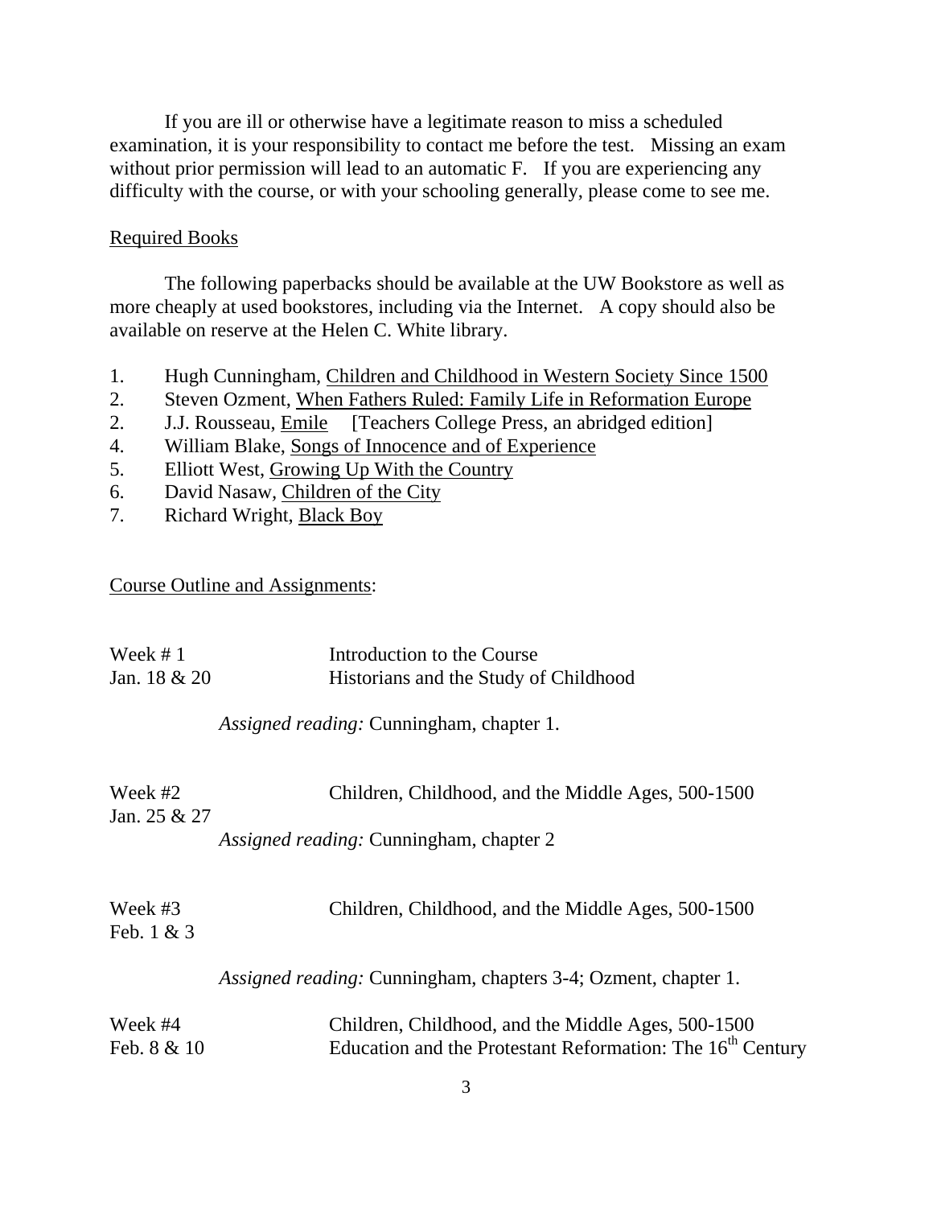If you are ill or otherwise have a legitimate reason to miss a scheduled examination, it is your responsibility to contact me before the test. Missing an exam without prior permission will lead to an automatic F. If you are experiencing any difficulty with the course, or with your schooling generally, please come to see me.

Required Books

The following paperbacks should be available at the UW Bookstore as well as more cheaply at used bookstores, including via the Internet. A copy should also be available on reserve at the Helen C. White library.

1. Hugh Cunningham, Children and Childhood in Western Society Since 1500
2. Steven Ozment, When Fathers Ruled: Family Life in Reformation Europe
2. J.J. Rousseau, Emile [Teachers College Press, an abridged edition]
4. William Blake, Songs of Innocence and of Experience
5. Elliott West, Growing Up With the Country
6. David Nasaw, Children of the City
7. Richard Wright, Black Boy

Course Outline and Assignments:

Week # 1 — Introduction to the Course
Jan. 18 & 20 — Historians and the Study of Childhood

*Assigned reading:* Cunningham, chapter 1.

Week #2 — Children, Childhood, and the Middle Ages, 500-1500
Jan. 25 & 27

*Assigned reading:* Cunningham, chapter 2

Week #3 — Children, Childhood, and the Middle Ages, 500-1500
Feb. 1 & 3

*Assigned reading:* Cunningham, chapters 3-4; Ozment, chapter 1.

Week #4 — Children, Childhood, and the Middle Ages, 500-1500
Feb. 8 & 10 — Education and the Protestant Reformation: The 16th Century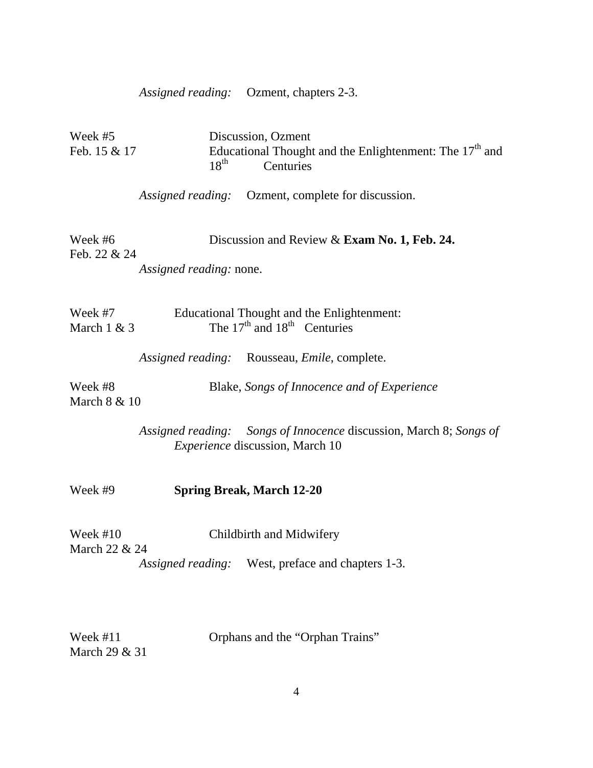*Assigned reading:* Ozment, chapters 2-3.

Week #5
Feb. 15 & 17

Discussion, Ozment
Educational Thought and the Enlightenment: The 17th and 18th Centuries

*Assigned reading:* Ozment, complete for discussion.

Week #6
Feb. 22 & 24

Discussion and Review & **Exam No. 1, Feb. 24.**

*Assigned reading:* none.

Week #7
March 1 & 3

Educational Thought and the Enlightenment: The 17th and 18th Centuries

*Assigned reading:* Rousseau, *Emile*, complete.

Week #8
March 8 & 10

Blake, *Songs of Innocence and of Experience*

*Assigned reading:* *Songs of Innocence* discussion, March 8; *Songs of Experience* discussion, March 10

Week #9

**Spring Break, March 12-20**

Week #10
March 22 & 24

Childbirth and Midwifery

*Assigned reading:* West, preface and chapters 1-3.

Week #11
March 29 & 31

Orphans and the "Orphan Trains"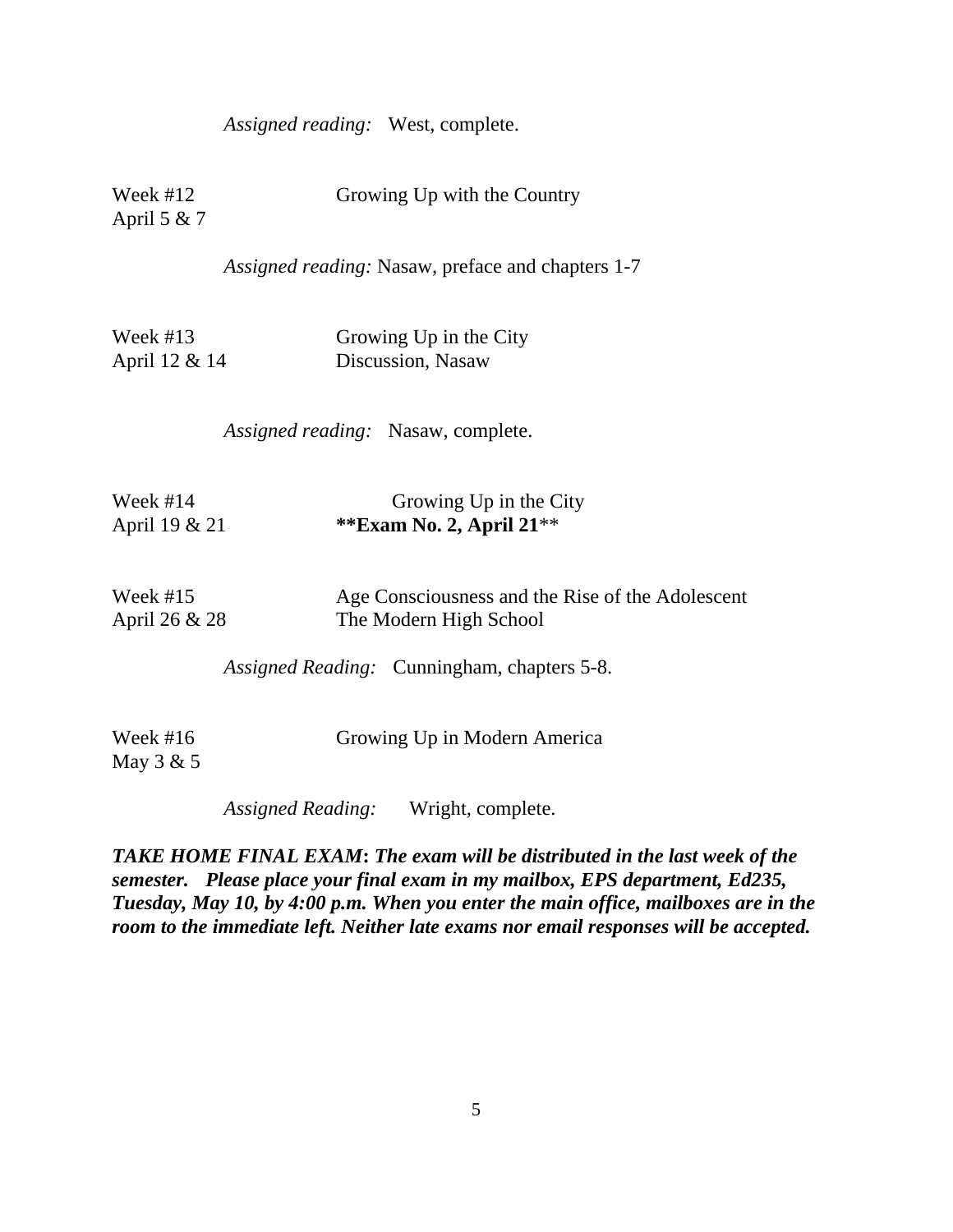*Assigned reading:* West, complete.

Week #12
April 5 & 7

Growing Up with the Country

*Assigned reading:* Nasaw, preface and chapters 1-7

Week #13
April 12 & 14

Growing Up in the City
Discussion, Nasaw

*Assigned reading:* Nasaw, complete.

Week #14
April 19 & 21

Growing Up in the City
**Exam No. 2, April 21**

Week #15
April 26 & 28

Age Consciousness and the Rise of the Adolescent
The Modern High School

*Assigned Reading:* Cunningham, chapters 5-8.

Week #16
May 3 & 5

Growing Up in Modern America

*Assigned Reading:* Wright, complete.

***TAKE HOME FINAL EXAM: The exam will be distributed in the last week of the semester. Please place your final exam in my mailbox, EPS department, Ed235, Tuesday, May 10, by 4:00 p.m. When you enter the main office, mailboxes are in the room to the immediate left. Neither late exams nor email responses will be accepted.***